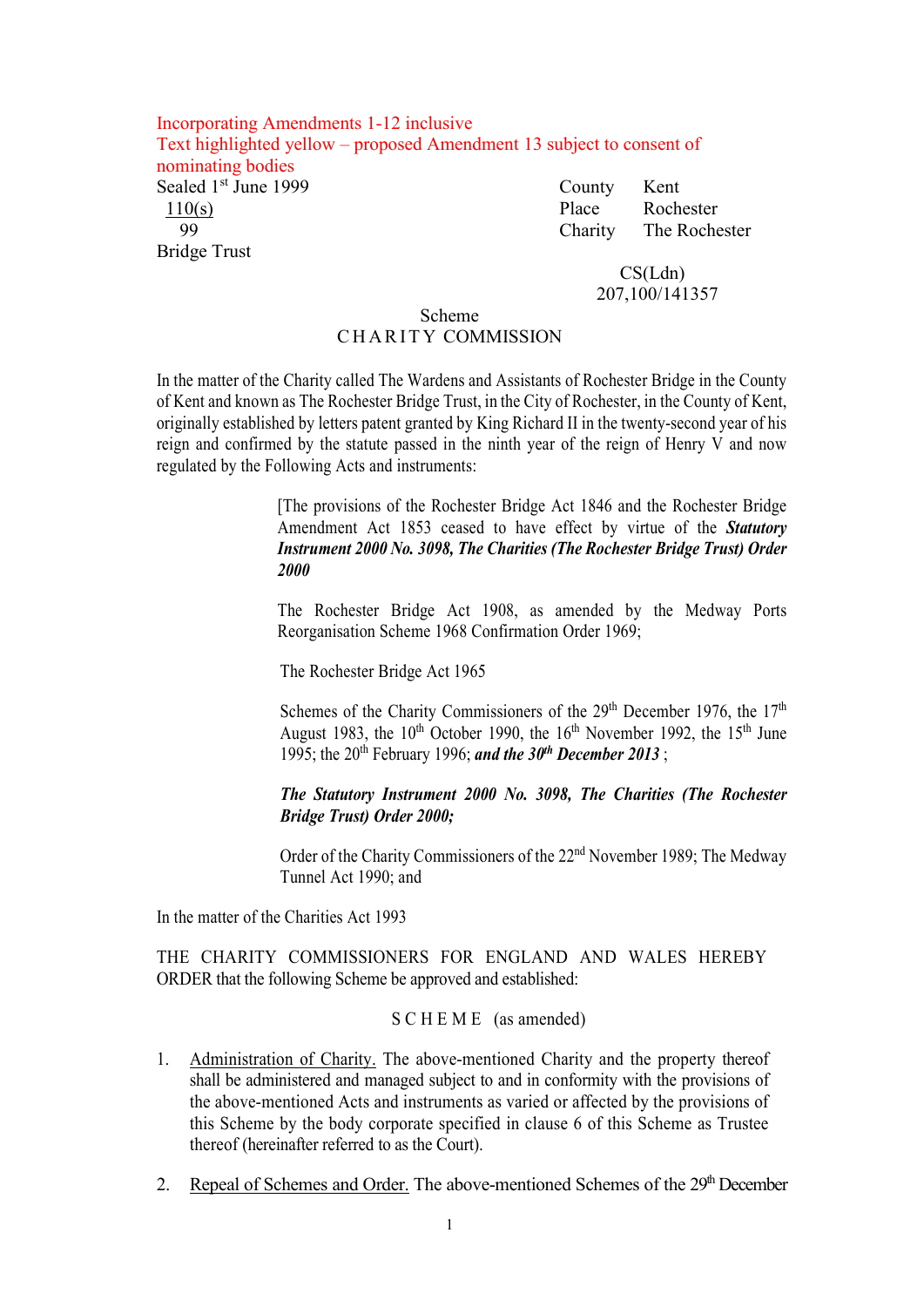Incorporating Amendments 1-12 inclusive
Text highlighted yellow – proposed Amendment 13 subject to consent of nominating bodies

Sealed 1st June 1999

110(s)
99

County Kent
Place Rochester
Charity The Rochester Bridge Trust

CS(Ldn)
207,100/141357

Scheme
CHARITY COMMISSION

In the matter of the Charity called The Wardens and Assistants of Rochester Bridge in the County of Kent and known as The Rochester Bridge Trust, in the City of Rochester, in the County of Kent, originally established by letters patent granted by King Richard II in the twenty-second year of his reign and confirmed by the statute passed in the ninth year of the reign of Henry V and now regulated by the Following Acts and instruments:

> [The provisions of the Rochester Bridge Act 1846 and the Rochester Bridge Amendment Act 1853 ceased to have effect by virtue of the ***Statutory Instrument 2000 No. 3098, The Charities (The Rochester Bridge Trust) Order 2000***
>
> The Rochester Bridge Act 1908, as amended by the Medway Ports Reorganisation Scheme 1968 Confirmation Order 1969;
>
> The Rochester Bridge Act 1965
>
> Schemes of the Charity Commissioners of the 29th December 1976, the 17th August 1983, the 10th October 1990, the 16th November 1992, the 15th June 1995; the 20th February 1996; ***and the 30th December 2013*** ;
>
> ***The Statutory Instrument 2000 No. 3098, The Charities (The Rochester Bridge Trust) Order 2000;***
>
> Order of the Charity Commissioners of the 22nd November 1989; The Medway Tunnel Act 1990; and

In the matter of the Charities Act 1993

THE CHARITY COMMISSIONERS FOR ENGLAND AND WALES HEREBY ORDER that the following Scheme be approved and established:

SCHEME (as amended)

1. Administration of Charity. The above-mentioned Charity and the property thereof shall be administered and managed subject to and in conformity with the provisions of the above-mentioned Acts and instruments as varied or affected by the provisions of this Scheme by the body corporate specified in clause 6 of this Scheme as Trustee thereof (hereinafter referred to as the Court).

2. Repeal of Schemes and Order. The above-mentioned Schemes of the 29th December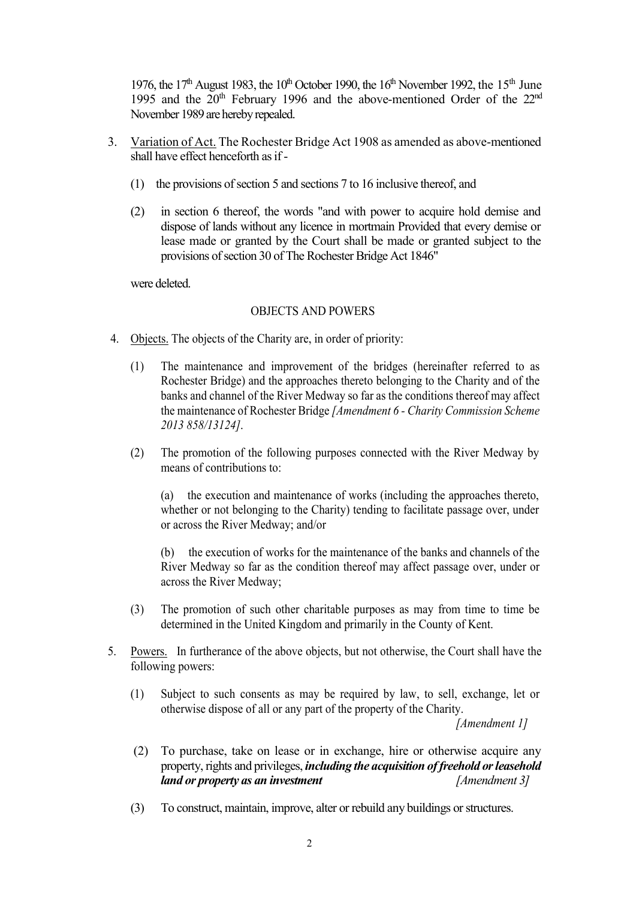1976, the 17th August 1983, the 10th October 1990, the 16th November 1992, the 15th June 1995 and the 20th February 1996 and the above-mentioned Order of the 22nd November 1989 are hereby repealed.

3. Variation of Act. The Rochester Bridge Act 1908 as amended as above-mentioned shall have effect henceforth as if -

   (1) the provisions of section 5 and sections 7 to 16 inclusive thereof, and

   (2) in section 6 thereof, the words "and with power to acquire hold demise and dispose of lands without any licence in mortmain Provided that every demise or lease made or granted by the Court shall be made or granted subject to the provisions of section 30 of The Rochester Bridge Act 1846"

   were deleted.

## OBJECTS AND POWERS

4. Objects. The objects of the Charity are, in order of priority:

   (1) The maintenance and improvement of the bridges (hereinafter referred to as Rochester Bridge) and the approaches thereto belonging to the Charity and of the banks and channel of the River Medway so far as the conditions thereof may affect the maintenance of Rochester Bridge *[Amendment 6 - Charity Commission Scheme 2013 858/13124]*.

   (2) The promotion of the following purposes connected with the River Medway by means of contributions to:

   (a) the execution and maintenance of works (including the approaches thereto, whether or not belonging to the Charity) tending to facilitate passage over, under or across the River Medway; and/or

   (b) the execution of works for the maintenance of the banks and channels of the River Medway so far as the condition thereof may affect passage over, under or across the River Medway;

   (3) The promotion of such other charitable purposes as may from time to time be determined in the United Kingdom and primarily in the County of Kent.

5. Powers. In furtherance of the above objects, but not otherwise, the Court shall have the following powers:

   (1) Subject to such consents as may be required by law, to sell, exchange, let or otherwise dispose of all or any part of the property of the Charity. *[Amendment 1]*

   (2) To purchase, take on lease or in exchange, hire or otherwise acquire any property, rights and privileges, ***including the acquisition of freehold or leasehold land or property as an investment*** *[Amendment 3]*

   (3) To construct, maintain, improve, alter or rebuild any buildings or structures.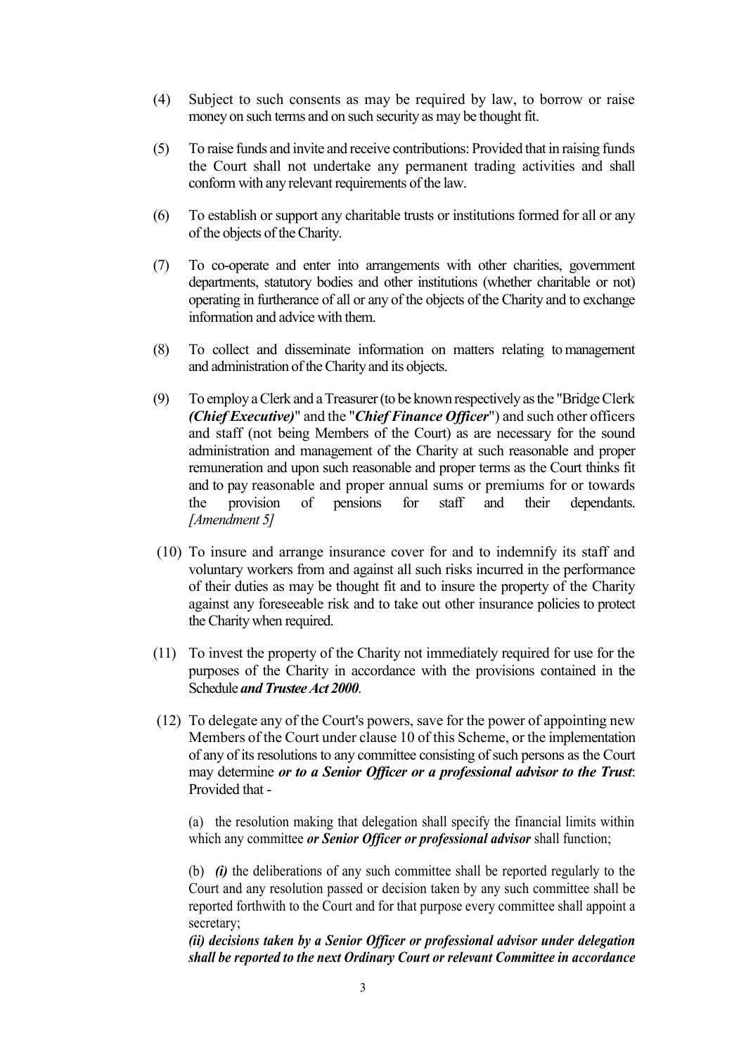(4) Subject to such consents as may be required by law, to borrow or raise money on such terms and on such security as may be thought fit.

(5) To raise funds and invite and receive contributions: Provided that in raising funds the Court shall not undertake any permanent trading activities and shall conform with any relevant requirements of the law.

(6) To establish or support any charitable trusts or institutions formed for all or any of the objects of the Charity.

(7) To co-operate and enter into arrangements with other charities, government departments, statutory bodies and other institutions (whether charitable or not) operating in furtherance of all or any of the objects of the Charity and to exchange information and advice with them.

(8) To collect and disseminate information on matters relating to management and administration of the Charity and its objects.

(9) To employ a Clerk and a Treasurer (to be known respectively as the "Bridge Clerk ***(Chief Executive)***" and the "***Chief Finance Officer***") and such other officers and staff (not being Members of the Court) as are necessary for the sound administration and management of the Charity at such reasonable and proper remuneration and upon such reasonable and proper terms as the Court thinks fit and to pay reasonable and proper annual sums or premiums for or towards the provision of pensions for staff and their dependants. *[Amendment 5]*

(10) To insure and arrange insurance cover for and to indemnify its staff and voluntary workers from and against all such risks incurred in the performance of their duties as may be thought fit and to insure the property of the Charity against any foreseeable risk and to take out other insurance policies to protect the Charity when required.

(11) To invest the property of the Charity not immediately required for use for the purposes of the Charity in accordance with the provisions contained in the Schedule ***and Trustee Act 2000***.

(12) To delegate any of the Court's powers, save for the power of appointing new Members of the Court under clause 10 of this Scheme, or the implementation of any of its resolutions to any committee consisting of such persons as the Court may determine ***or to a Senior Officer or a professional advisor to the Trust***: Provided that -

(a) the resolution making that delegation shall specify the financial limits within which any committee ***or Senior Officer or professional advisor*** shall function;

(b) ***(i)*** the deliberations of any such committee shall be reported regularly to the Court and any resolution passed or decision taken by any such committee shall be reported forthwith to the Court and for that purpose every committee shall appoint a secretary;

***(ii) decisions taken by a Senior Officer or professional advisor under delegation shall be reported to the next Ordinary Court or relevant Committee in accordance***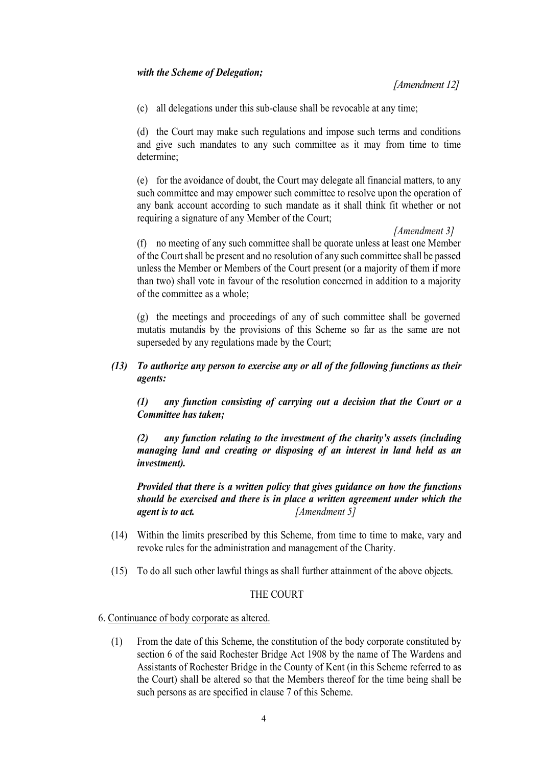***with the Scheme of Delegation;***

*[Amendment 12]*

(c) all delegations under this sub-clause shall be revocable at any time;

(d) the Court may make such regulations and impose such terms and conditions and give such mandates to any such committee as it may from time to time determine;

(e) for the avoidance of doubt, the Court may delegate all financial matters, to any such committee and may empower such committee to resolve upon the operation of any bank account according to such mandate as it shall think fit whether or not requiring a signature of any Member of the Court;

*[Amendment 3]*

(f) no meeting of any such committee shall be quorate unless at least one Member of the Court shall be present and no resolution of any such committee shall be passed unless the Member or Members of the Court present (or a majority of them if more than two) shall vote in favour of the resolution concerned in addition to a majority of the committee as a whole;

(g) the meetings and proceedings of any of such committee shall be governed mutatis mutandis by the provisions of this Scheme so far as the same are not superseded by any regulations made by the Court;

***(13) To authorize any person to exercise any or all of the following functions as their agents:***

***(1) any function consisting of carrying out a decision that the Court or a Committee has taken;***

***(2) any function relating to the investment of the charity's assets (including managing land and creating or disposing of an interest in land held as an investment).***

***Provided that there is a written policy that gives guidance on how the functions should be exercised and there is in place a written agreement under which the agent is to act.*** *[Amendment 5]*

(14) Within the limits prescribed by this Scheme, from time to time to make, vary and revoke rules for the administration and management of the Charity.

(15) To do all such other lawful things as shall further attainment of the above objects.

## THE COURT

6. <u>Continuance of body corporate as altered.</u>

(1) From the date of this Scheme, the constitution of the body corporate constituted by section 6 of the said Rochester Bridge Act 1908 by the name of The Wardens and Assistants of Rochester Bridge in the County of Kent (in this Scheme referred to as the Court) shall be altered so that the Members thereof for the time being shall be such persons as are specified in clause 7 of this Scheme.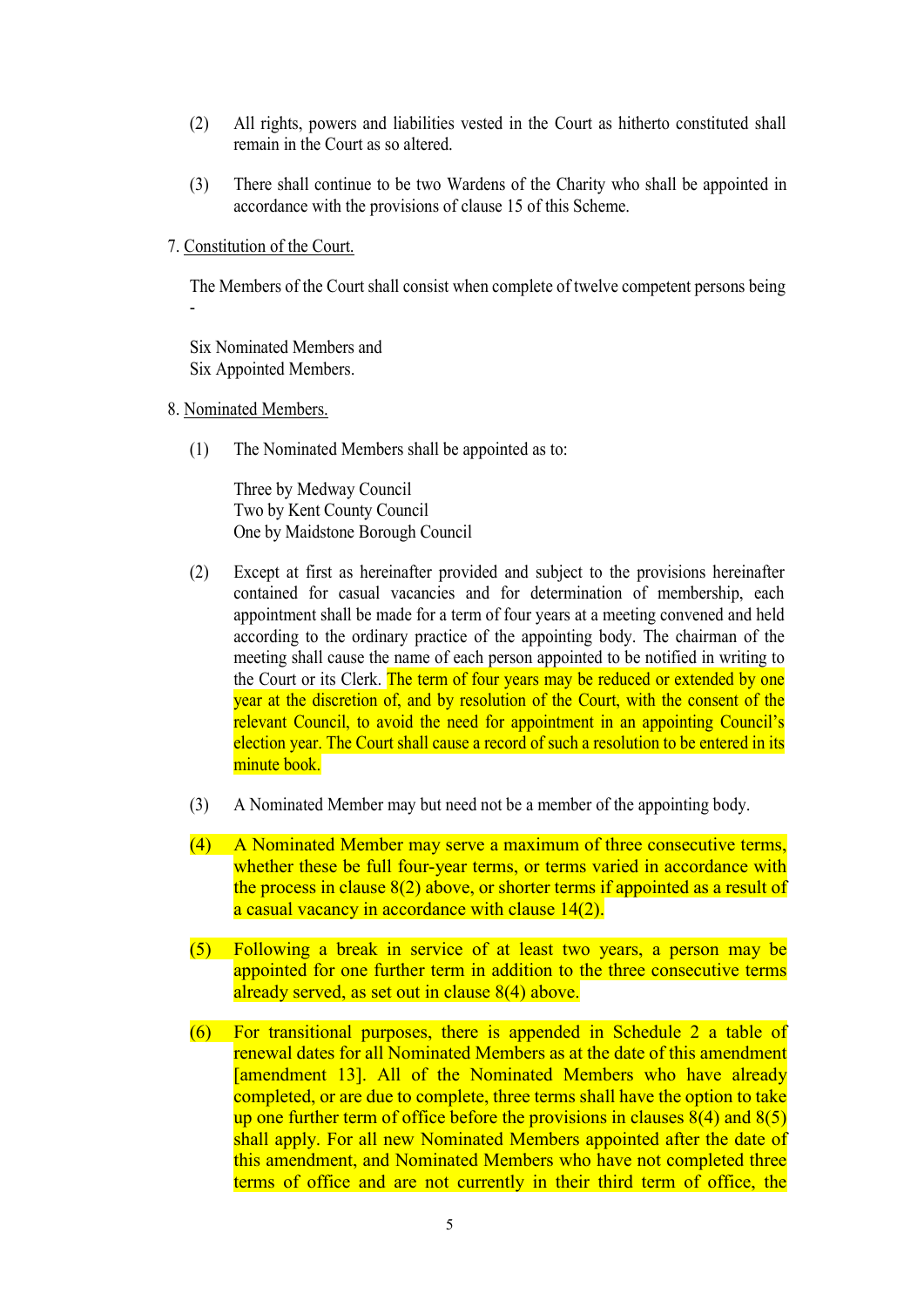(2) All rights, powers and liabilities vested in the Court as hitherto constituted shall remain in the Court as so altered.

(3) There shall continue to be two Wardens of the Charity who shall be appointed in accordance with the provisions of clause 15 of this Scheme.

7. Constitution of the Court.

The Members of the Court shall consist when complete of twelve competent persons being -

Six Nominated Members and
Six Appointed Members.

8. Nominated Members.

(1) The Nominated Members shall be appointed as to:

Three by Medway Council
Two by Kent County Council
One by Maidstone Borough Council

(2) Except at first as hereinafter provided and subject to the provisions hereinafter contained for casual vacancies and for determination of membership, each appointment shall be made for a term of four years at a meeting convened and held according to the ordinary practice of the appointing body. The chairman of the meeting shall cause the name of each person appointed to be notified in writing to the Court or its Clerk. The term of four years may be reduced or extended by one year at the discretion of, and by resolution of the Court, with the consent of the relevant Council, to avoid the need for appointment in an appointing Council's election year. The Court shall cause a record of such a resolution to be entered in its minute book.

(3) A Nominated Member may but need not be a member of the appointing body.

(4) A Nominated Member may serve a maximum of three consecutive terms, whether these be full four-year terms, or terms varied in accordance with the process in clause 8(2) above, or shorter terms if appointed as a result of a casual vacancy in accordance with clause 14(2).

(5) Following a break in service of at least two years, a person may be appointed for one further term in addition to the three consecutive terms already served, as set out in clause 8(4) above.

(6) For transitional purposes, there is appended in Schedule 2 a table of renewal dates for all Nominated Members as at the date of this amendment [amendment 13]. All of the Nominated Members who have already completed, or are due to complete, three terms shall have the option to take up one further term of office before the provisions in clauses 8(4) and 8(5) shall apply. For all new Nominated Members appointed after the date of this amendment, and Nominated Members who have not completed three terms of office and are not currently in their third term of office, the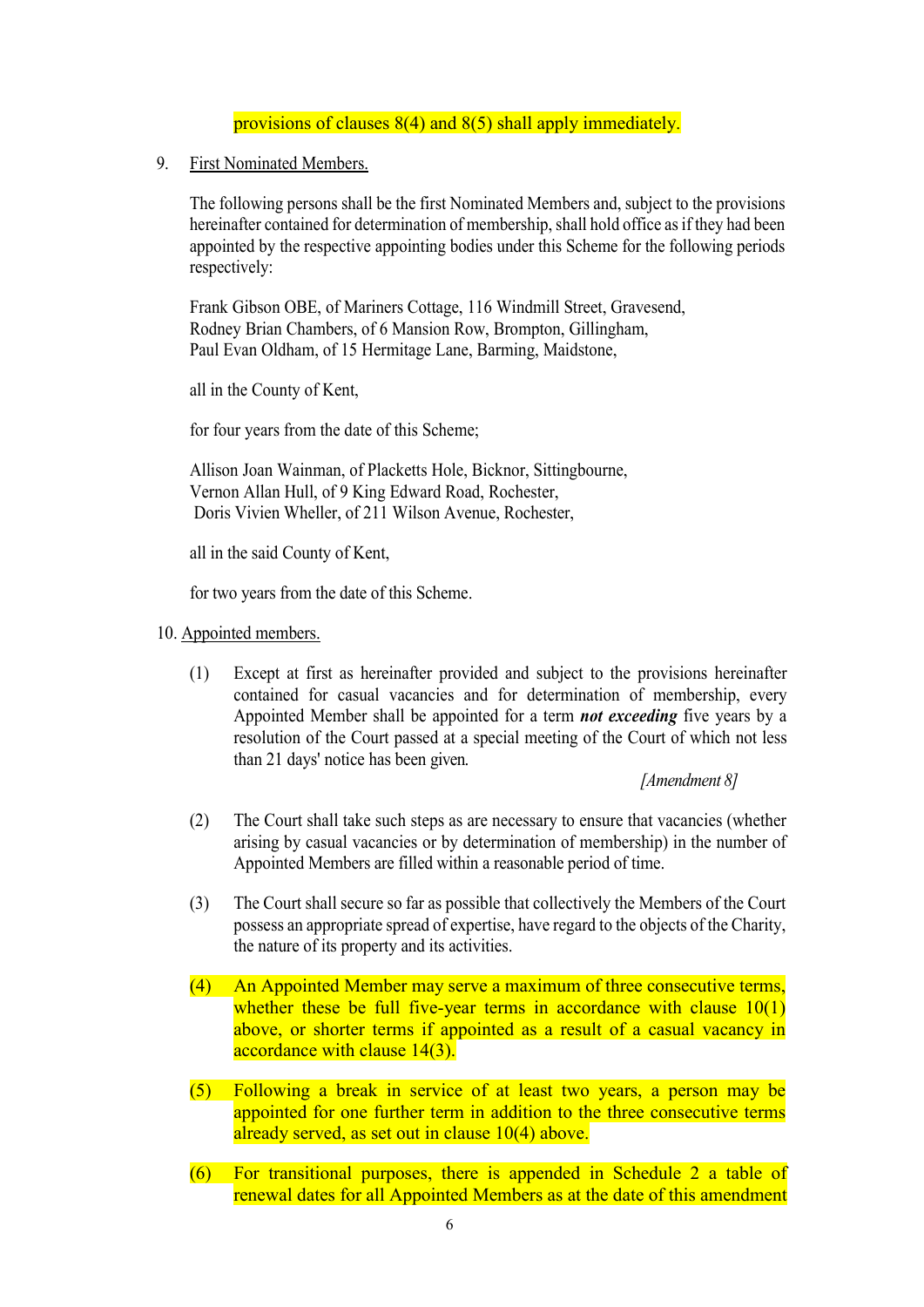provisions of clauses 8(4) and 8(5) shall apply immediately.

9. <u>First Nominated Members.</u>

The following persons shall be the first Nominated Members and, subject to the provisions hereinafter contained for determination of membership, shall hold office as if they had been appointed by the respective appointing bodies under this Scheme for the following periods respectively:

Frank Gibson OBE, of Mariners Cottage, 116 Windmill Street, Gravesend,
Rodney Brian Chambers, of 6 Mansion Row, Brompton, Gillingham,
Paul Evan Oldham, of 15 Hermitage Lane, Barming, Maidstone,

all in the County of Kent,

for four years from the date of this Scheme;

Allison Joan Wainman, of Placketts Hole, Bicknor, Sittingbourne,
Vernon Allan Hull, of 9 King Edward Road, Rochester,
Doris Vivien Wheller, of 211 Wilson Avenue, Rochester,

all in the said County of Kent,

for two years from the date of this Scheme.

10. <u>Appointed members.</u>

(1) Except at first as hereinafter provided and subject to the provisions hereinafter contained for casual vacancies and for determination of membership, every Appointed Member shall be appointed for a term ***not exceeding*** five years by a resolution of the Court passed at a special meeting of the Court of which not less than 21 days' notice has been given.

*[Amendment 8]*

(2) The Court shall take such steps as are necessary to ensure that vacancies (whether arising by casual vacancies or by determination of membership) in the number of Appointed Members are filled within a reasonable period of time.

(3) The Court shall secure so far as possible that collectively the Members of the Court possess an appropriate spread of expertise, have regard to the objects of the Charity, the nature of its property and its activities.

(4) An Appointed Member may serve a maximum of three consecutive terms, whether these be full five-year terms in accordance with clause 10(1) above, or shorter terms if appointed as a result of a casual vacancy in accordance with clause 14(3).

(5) Following a break in service of at least two years, a person may be appointed for one further term in addition to the three consecutive terms already served, as set out in clause 10(4) above.

(6) For transitional purposes, there is appended in Schedule 2 a table of renewal dates for all Appointed Members as at the date of this amendment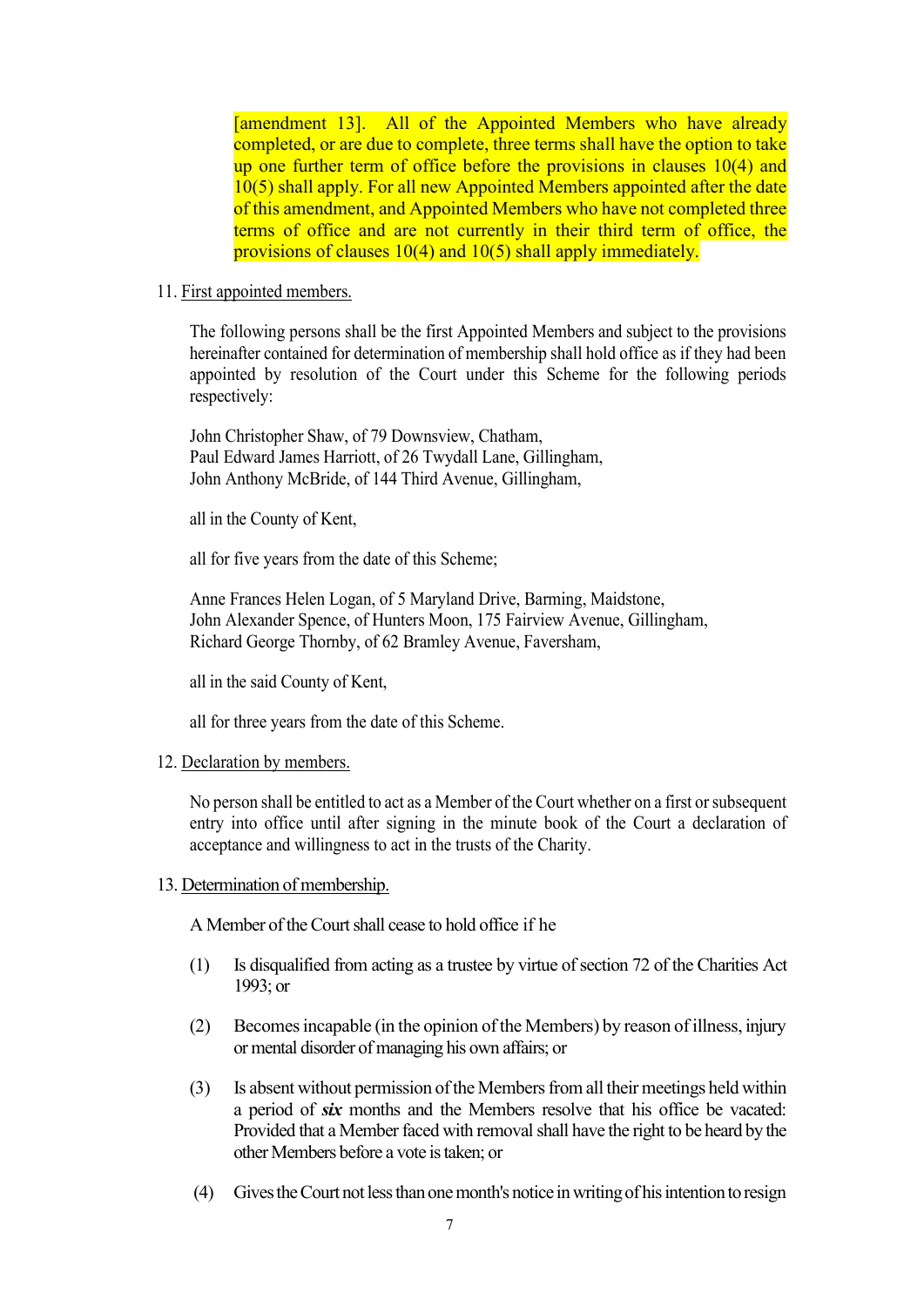[amendment 13]. All of the Appointed Members who have already completed, or are due to complete, three terms shall have the option to take up one further term of office before the provisions in clauses 10(4) and 10(5) shall apply. For all new Appointed Members appointed after the date of this amendment, and Appointed Members who have not completed three terms of office and are not currently in their third term of office, the provisions of clauses 10(4) and 10(5) shall apply immediately.

11. First appointed members.

The following persons shall be the first Appointed Members and subject to the provisions hereinafter contained for determination of membership shall hold office as if they had been appointed by resolution of the Court under this Scheme for the following periods respectively:

John Christopher Shaw, of 79 Downsview, Chatham,
Paul Edward James Harriott, of 26 Twydall Lane, Gillingham,
John Anthony McBride, of 144 Third Avenue, Gillingham,

all in the County of Kent,

all for five years from the date of this Scheme;

Anne Frances Helen Logan, of 5 Maryland Drive, Barming, Maidstone,
John Alexander Spence, of Hunters Moon, 175 Fairview Avenue, Gillingham,
Richard George Thornby, of 62 Bramley Avenue, Faversham,

all in the said County of Kent,

all for three years from the date of this Scheme.

12. Declaration by members.

No person shall be entitled to act as a Member of the Court whether on a first or subsequent entry into office until after signing in the minute book of the Court a declaration of acceptance and willingness to act in the trusts of the Charity.

13. Determination of membership.

A Member of the Court shall cease to hold office if he

(1) Is disqualified from acting as a trustee by virtue of section 72 of the Charities Act 1993; or

(2) Becomes incapable (in the opinion of the Members) by reason of illness, injury or mental disorder of managing his own affairs; or

(3) Is absent without permission of the Members from all their meetings held within a period of ***six*** months and the Members resolve that his office be vacated: Provided that a Member faced with removal shall have the right to be heard by the other Members before a vote is taken; or

(4) Gives the Court not less than one month's notice in writing of his intention to resign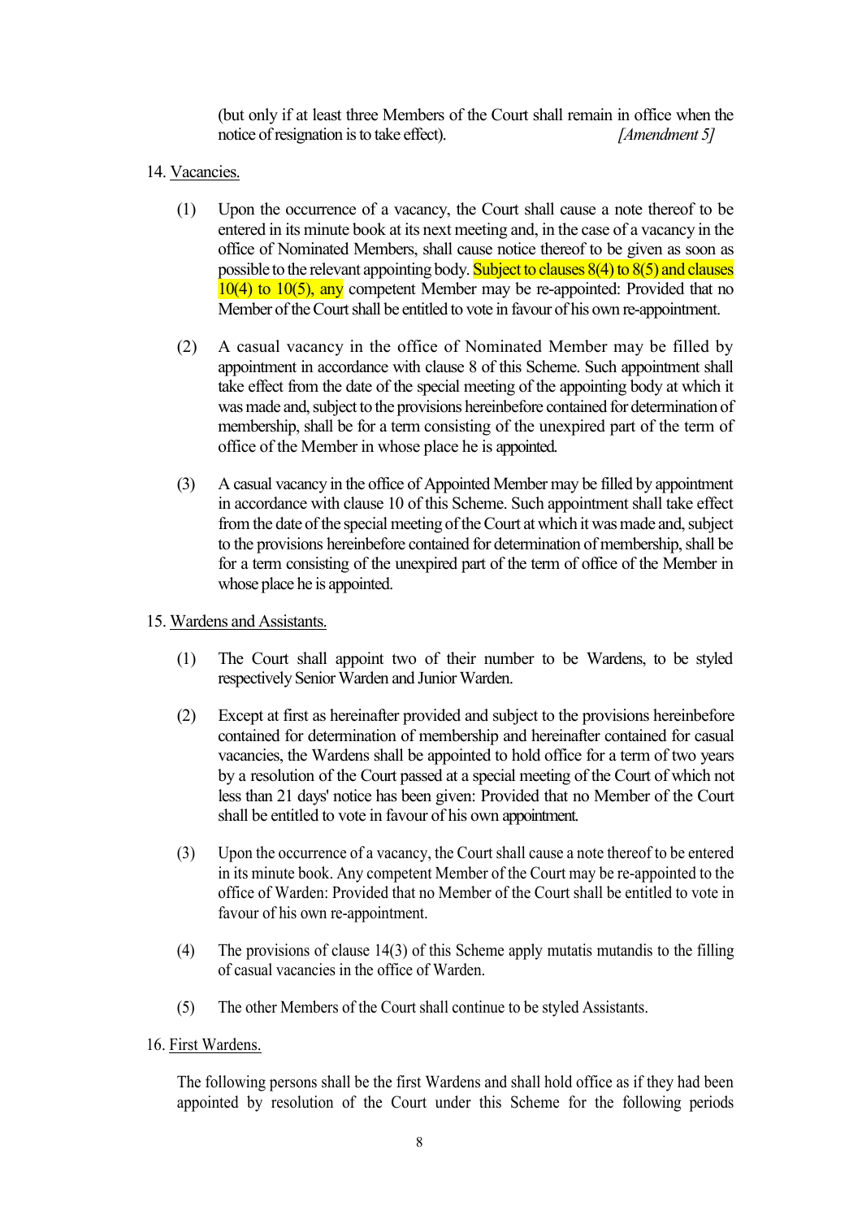(but only if at least three Members of the Court shall remain in office when the notice of resignation is to take effect). *[Amendment 5]*

14. Vacancies.

(1) Upon the occurrence of a vacancy, the Court shall cause a note thereof to be entered in its minute book at its next meeting and, in the case of a vacancy in the office of Nominated Members, shall cause notice thereof to be given as soon as possible to the relevant appointing body. Subject to clauses 8(4) to 8(5) and clauses 10(4) to 10(5), any competent Member may be re-appointed: Provided that no Member of the Court shall be entitled to vote in favour of his own re-appointment.

(2) A casual vacancy in the office of Nominated Member may be filled by appointment in accordance with clause 8 of this Scheme. Such appointment shall take effect from the date of the special meeting of the appointing body at which it was made and, subject to the provisions hereinbefore contained for determination of membership, shall be for a term consisting of the unexpired part of the term of office of the Member in whose place he is appointed.

(3) A casual vacancy in the office of Appointed Member may be filled by appointment in accordance with clause 10 of this Scheme. Such appointment shall take effect from the date of the special meeting of the Court at which it was made and, subject to the provisions hereinbefore contained for determination of membership, shall be for a term consisting of the unexpired part of the term of office of the Member in whose place he is appointed.

15. Wardens and Assistants.

(1) The Court shall appoint two of their number to be Wardens, to be styled respectively Senior Warden and Junior Warden.

(2) Except at first as hereinafter provided and subject to the provisions hereinbefore contained for determination of membership and hereinafter contained for casual vacancies, the Wardens shall be appointed to hold office for a term of two years by a resolution of the Court passed at a special meeting of the Court of which not less than 21 days' notice has been given: Provided that no Member of the Court shall be entitled to vote in favour of his own appointment.

(3) Upon the occurrence of a vacancy, the Court shall cause a note thereof to be entered in its minute book. Any competent Member of the Court may be re-appointed to the office of Warden: Provided that no Member of the Court shall be entitled to vote in favour of his own re-appointment.

(4) The provisions of clause 14(3) of this Scheme apply mutatis mutandis to the filling of casual vacancies in the office of Warden.

(5) The other Members of the Court shall continue to be styled Assistants.

16. First Wardens.

The following persons shall be the first Wardens and shall hold office as if they had been appointed by resolution of the Court under this Scheme for the following periods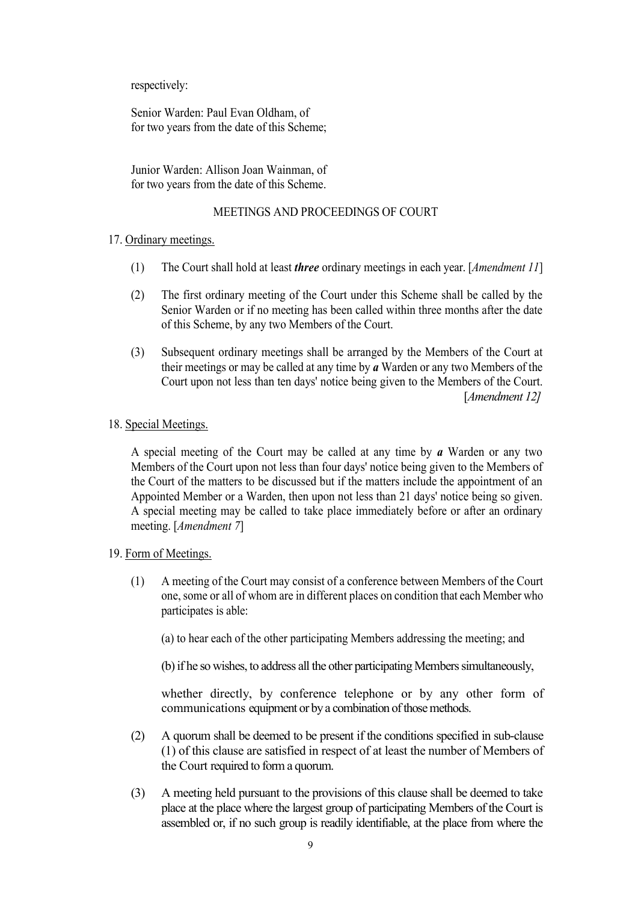respectively:

Senior Warden: Paul Evan Oldham, of
for two years from the date of this Scheme;

Junior Warden: Allison Joan Wainman, of
for two years from the date of this Scheme.

## MEETINGS AND PROCEEDINGS OF COURT

17. Ordinary meetings.

(1) The Court shall hold at least ***three*** ordinary meetings in each year. [*Amendment 11*]

(2) The first ordinary meeting of the Court under this Scheme shall be called by the Senior Warden or if no meeting has been called within three months after the date of this Scheme, by any two Members of the Court.

(3) Subsequent ordinary meetings shall be arranged by the Members of the Court at their meetings or may be called at any time by ***a*** Warden or any two Members of the Court upon not less than ten days' notice being given to the Members of the Court. [*Amendment 12]*

18. Special Meetings.

A special meeting of the Court may be called at any time by ***a*** Warden or any two Members of the Court upon not less than four days' notice being given to the Members of the Court of the matters to be discussed but if the matters include the appointment of an Appointed Member or a Warden, then upon not less than 21 days' notice being so given. A special meeting may be called to take place immediately before or after an ordinary meeting. [*Amendment 7*]

19. Form of Meetings.

(1) A meeting of the Court may consist of a conference between Members of the Court one, some or all of whom are in different places on condition that each Member who participates is able:

(a) to hear each of the other participating Members addressing the meeting; and

(b) if he so wishes, to address all the other participating Members simultaneously,

whether directly, by conference telephone or by any other form of communications equipment or by a combination of those methods.

(2) A quorum shall be deemed to be present if the conditions specified in sub-clause (1) of this clause are satisfied in respect of at least the number of Members of the Court required to form a quorum.

(3) A meeting held pursuant to the provisions of this clause shall be deemed to take place at the place where the largest group of participating Members of the Court is assembled or, if no such group is readily identifiable, at the place from where the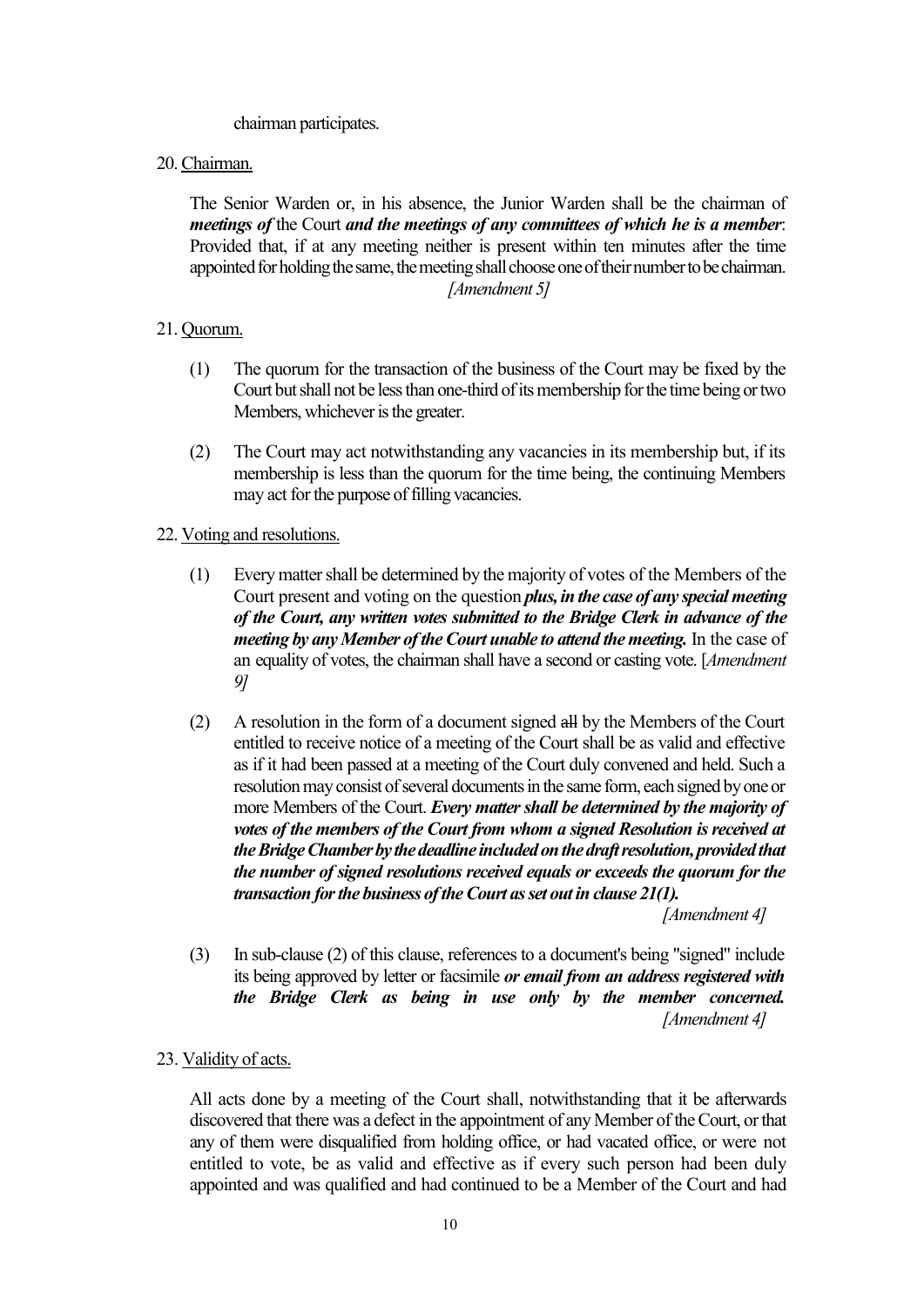chairman participates.

20. Chairman.

The Senior Warden or, in his absence, the Junior Warden shall be the chairman of ***meetings of*** the Court ***and the meetings of any committees of which he is a member***: Provided that, if at any meeting neither is present within ten minutes after the time appointed for holding the same, the meeting shall choose one of their number to be chairman. *[Amendment 5]*

21. Quorum.

(1) The quorum for the transaction of the business of the Court may be fixed by the Court but shall not be less than one-third of its membership for the time being or two Members, whichever is the greater.

(2) The Court may act notwithstanding any vacancies in its membership but, if its membership is less than the quorum for the time being, the continuing Members may act for the purpose of filling vacancies.

22. Voting and resolutions.

(1) Every matter shall be determined by the majority of votes of the Members of the Court present and voting on the question ***plus, in the case of any special meeting of the Court, any written votes submitted to the Bridge Clerk in advance of the meeting by any Member of the Court unable to attend the meeting.*** In the case of an equality of votes, the chairman shall have a second or casting vote. [*Amendment 9]*

(2) A resolution in the form of a document signed ~~all~~ by the Members of the Court entitled to receive notice of a meeting of the Court shall be as valid and effective as if it had been passed at a meeting of the Court duly convened and held. Such a resolution may consist of several documents in the same form, each signed by one or more Members of the Court. ***Every matter shall be determined by the majority of votes of the members of the Court from whom a signed Resolution is received at the Bridge Chamber by the deadline included on the draft resolution, provided that the number of signed resolutions received equals or exceeds the quorum for the transaction for the business of the Court as set out in clause 21(1).*** *[Amendment 4]*

(3) In sub-clause (2) of this clause, references to a document's being "signed" include its being approved by letter or facsimile ***or email from an address registered with the Bridge Clerk as being in use only by the member concerned.*** *[Amendment 4]*

23. Validity of acts.

All acts done by a meeting of the Court shall, notwithstanding that it be afterwards discovered that there was a defect in the appointment of any Member of the Court, or that any of them were disqualified from holding office, or had vacated office, or were not entitled to vote, be as valid and effective as if every such person had been duly appointed and was qualified and had continued to be a Member of the Court and had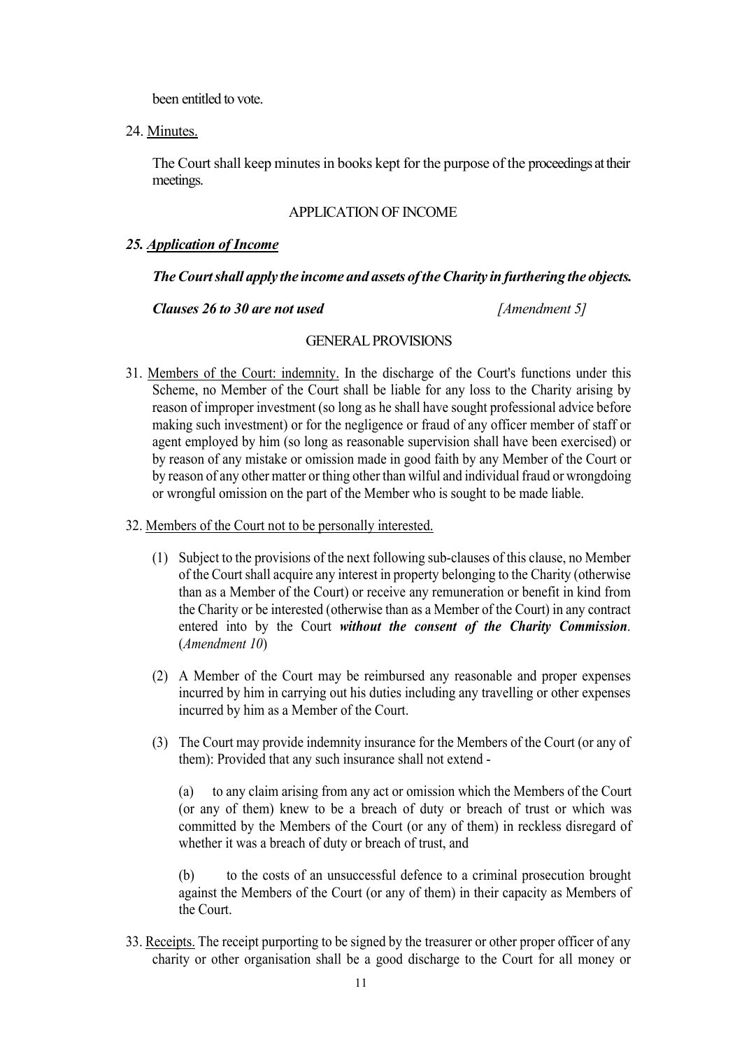been entitled to vote.

24. <u>Minutes.</u>

The Court shall keep minutes in books kept for the purpose of the proceedings at their meetings.

APPLICATION OF INCOME

***25. <u>Application of Income</u>***

***The Court shall apply the income and assets of the Charity in furthering the objects.***

***Clauses 26 to 30 are not used*** *[Amendment 5]*

GENERAL PROVISIONS

31. <u>Members of the Court: indemnity.</u> In the discharge of the Court's functions under this Scheme, no Member of the Court shall be liable for any loss to the Charity arising by reason of improper investment (so long as he shall have sought professional advice before making such investment) or for the negligence or fraud of any officer member of staff or agent employed by him (so long as reasonable supervision shall have been exercised) or by reason of any mistake or omission made in good faith by any Member of the Court or by reason of any other matter or thing other than wilful and individual fraud or wrongdoing or wrongful omission on the part of the Member who is sought to be made liable.

32. <u>Members of the Court not to be personally interested.</u>

(1) Subject to the provisions of the next following sub-clauses of this clause, no Member of the Court shall acquire any interest in property belonging to the Charity (otherwise than as a Member of the Court) or receive any remuneration or benefit in kind from the Charity or be interested (otherwise than as a Member of the Court) in any contract entered into by the Court ***without the consent of the Charity Commission***. (*Amendment 10*)

(2) A Member of the Court may be reimbursed any reasonable and proper expenses incurred by him in carrying out his duties including any travelling or other expenses incurred by him as a Member of the Court.

(3) The Court may provide indemnity insurance for the Members of the Court (or any of them): Provided that any such insurance shall not extend -

(a) to any claim arising from any act or omission which the Members of the Court (or any of them) knew to be a breach of duty or breach of trust or which was committed by the Members of the Court (or any of them) in reckless disregard of whether it was a breach of duty or breach of trust, and

(b) to the costs of an unsuccessful defence to a criminal prosecution brought against the Members of the Court (or any of them) in their capacity as Members of the Court.

33. <u>Receipts.</u> The receipt purporting to be signed by the treasurer or other proper officer of any charity or other organisation shall be a good discharge to the Court for all money or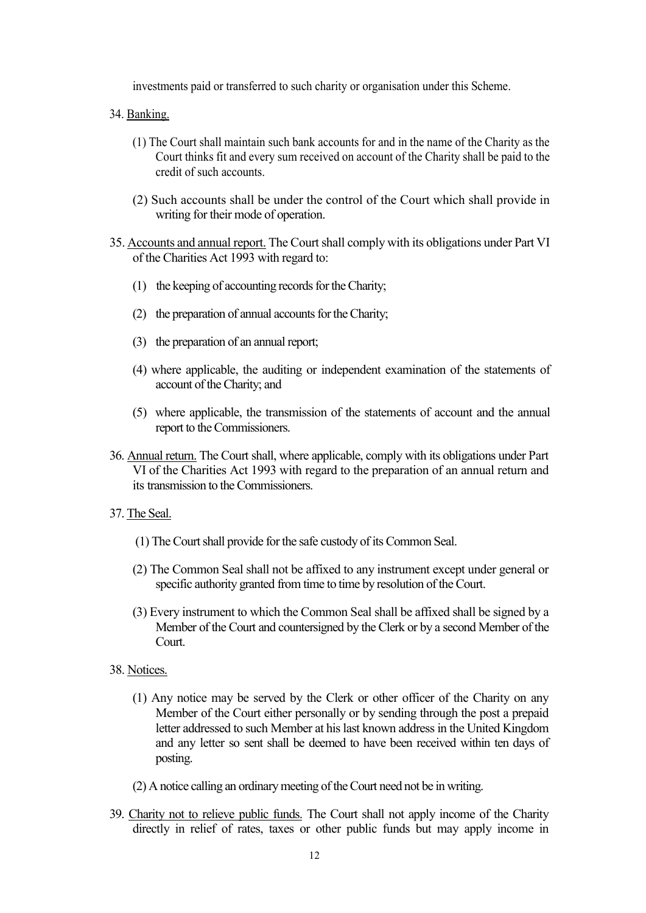investments paid or transferred to such charity or organisation under this Scheme.

34. Banking.

    (1) The Court shall maintain such bank accounts for and in the name of the Charity as the Court thinks fit and every sum received on account of the Charity shall be paid to the credit of such accounts.

    (2) Such accounts shall be under the control of the Court which shall provide in writing for their mode of operation.

35. Accounts and annual report. The Court shall comply with its obligations under Part VI of the Charities Act 1993 with regard to:

    (1) the keeping of accounting records for the Charity;

    (2) the preparation of annual accounts for the Charity;

    (3) the preparation of an annual report;

    (4) where applicable, the auditing or independent examination of the statements of account of the Charity; and

    (5) where applicable, the transmission of the statements of account and the annual report to the Commissioners.

36. Annual return. The Court shall, where applicable, comply with its obligations under Part VI of the Charities Act 1993 with regard to the preparation of an annual return and its transmission to the Commissioners.

37. The Seal.

    (1) The Court shall provide for the safe custody of its Common Seal.

    (2) The Common Seal shall not be affixed to any instrument except under general or specific authority granted from time to time by resolution of the Court.

    (3) Every instrument to which the Common Seal shall be affixed shall be signed by a Member of the Court and countersigned by the Clerk or by a second Member of the Court.

38. Notices.

    (1) Any notice may be served by the Clerk or other officer of the Charity on any Member of the Court either personally or by sending through the post a prepaid letter addressed to such Member at his last known address in the United Kingdom and any letter so sent shall be deemed to have been received within ten days of posting.

    (2) A notice calling an ordinary meeting of the Court need not be in writing.

39. Charity not to relieve public funds. The Court shall not apply income of the Charity directly in relief of rates, taxes or other public funds but may apply income in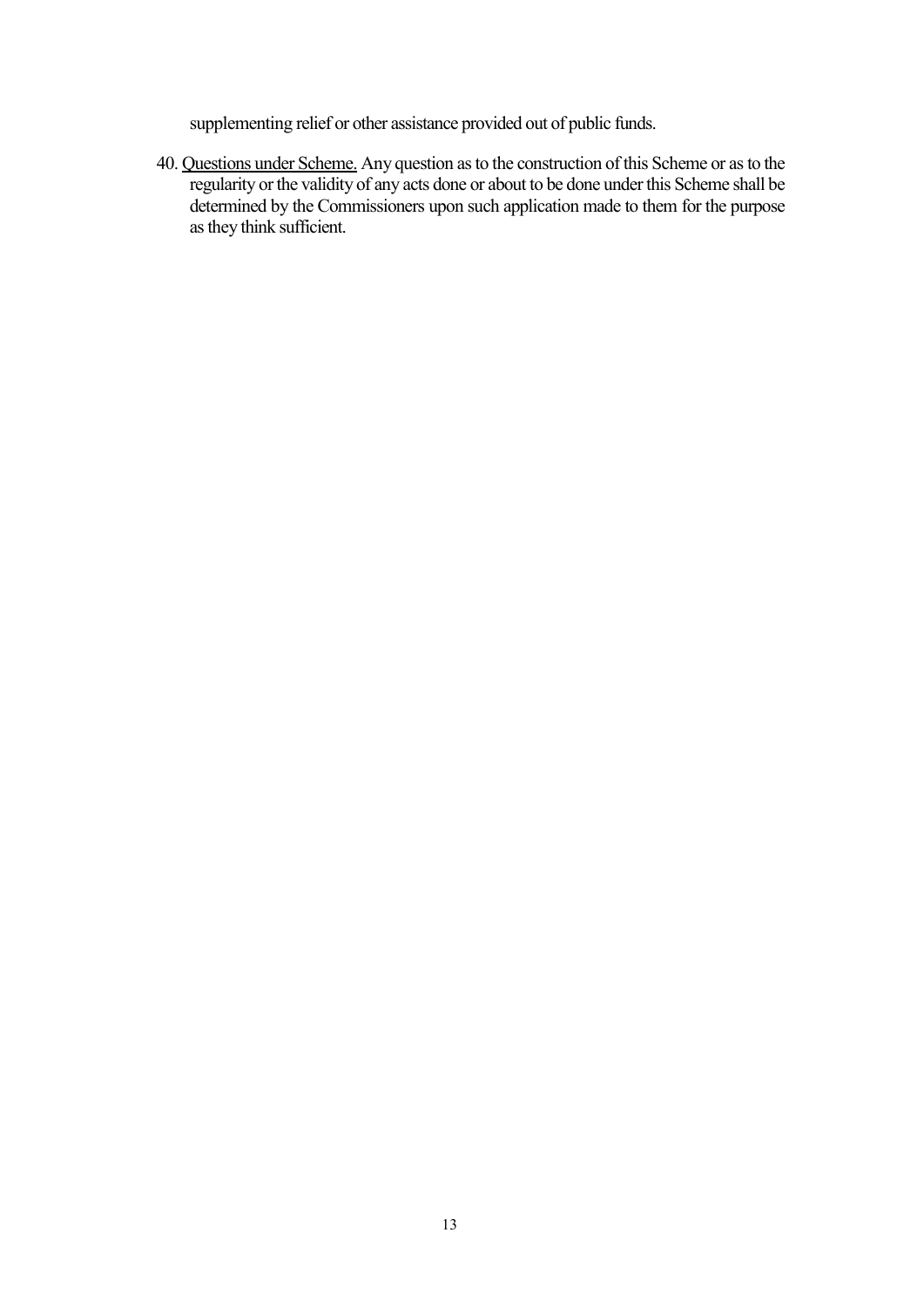supplementing relief or other assistance provided out of public funds.

40. <u>Questions under Scheme.</u> Any question as to the construction of this Scheme or as to the regularity or the validity of any acts done or about to be done under this Scheme shall be determined by the Commissioners upon such application made to them for the purpose as they think sufficient.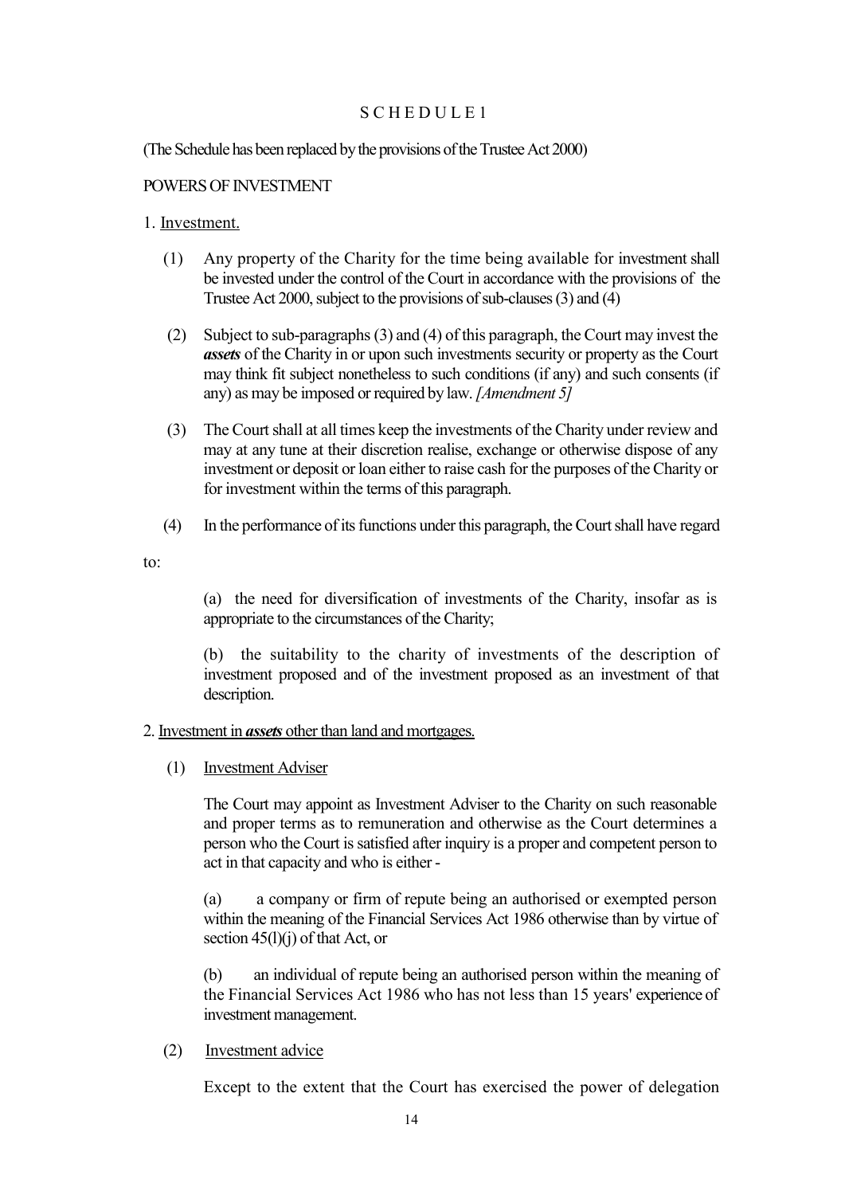# SCHEDULE 1

(The Schedule has been replaced by the provisions of the Trustee Act 2000)

POWERS OF INVESTMENT

1. Investment.

(1) Any property of the Charity for the time being available for investment shall be invested under the control of the Court in accordance with the provisions of the Trustee Act 2000, subject to the provisions of sub-clauses (3) and (4)

(2) Subject to sub-paragraphs (3) and (4) of this paragraph, the Court may invest the ***assets*** of the Charity in or upon such investments security or property as the Court may think fit subject nonetheless to such conditions (if any) and such consents (if any) as may be imposed or required by law. *[Amendment 5]*

(3) The Court shall at all times keep the investments of the Charity under review and may at any tune at their discretion realise, exchange or otherwise dispose of any investment or deposit or loan either to raise cash for the purposes of the Charity or for investment within the terms of this paragraph.

(4) In the performance of its functions under this paragraph, the Court shall have regard to:

(a) the need for diversification of investments of the Charity, insofar as is appropriate to the circumstances of the Charity;

(b) the suitability to the charity of investments of the description of investment proposed and of the investment proposed as an investment of that description.

2. Investment in ***assets*** other than land and mortgages.

(1) Investment Adviser

The Court may appoint as Investment Adviser to the Charity on such reasonable and proper terms as to remuneration and otherwise as the Court determines a person who the Court is satisfied after inquiry is a proper and competent person to act in that capacity and who is either -

(a) a company or firm of repute being an authorised or exempted person within the meaning of the Financial Services Act 1986 otherwise than by virtue of section 45(l)(j) of that Act, or

(b) an individual of repute being an authorised person within the meaning of the Financial Services Act 1986 who has not less than 15 years' experience of investment management.

(2) Investment advice

Except to the extent that the Court has exercised the power of delegation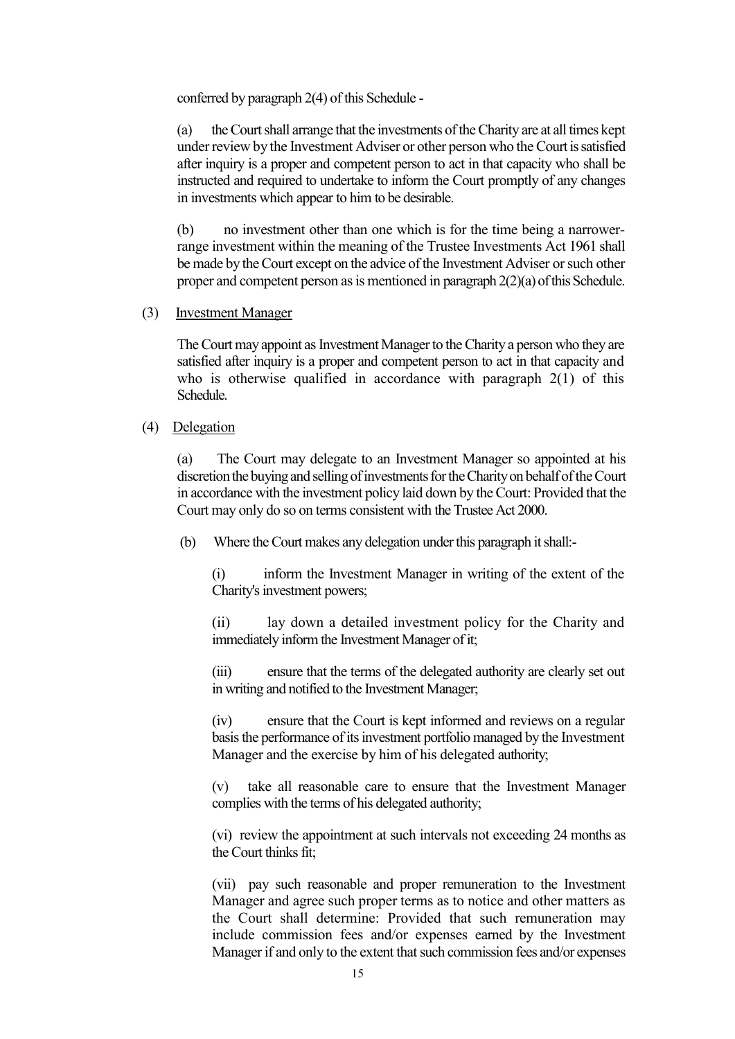conferred by paragraph 2(4) of this Schedule -

(a) the Court shall arrange that the investments of the Charity are at all times kept under review by the Investment Adviser or other person who the Court is satisfied after inquiry is a proper and competent person to act in that capacity who shall be instructed and required to undertake to inform the Court promptly of any changes in investments which appear to him to be desirable.

(b) no investment other than one which is for the time being a narrower-range investment within the meaning of the Trustee Investments Act 1961 shall be made by the Court except on the advice of the Investment Adviser or such other proper and competent person as is mentioned in paragraph 2(2)(a) of this Schedule.

(3) <u>Investment Manager</u>

The Court may appoint as Investment Manager to the Charity a person who they are satisfied after inquiry is a proper and competent person to act in that capacity and who is otherwise qualified in accordance with paragraph 2(1) of this Schedule.

(4) <u>Delegation</u>

(a) The Court may delegate to an Investment Manager so appointed at his discretion the buying and selling of investments for the Charity on behalf of the Court in accordance with the investment policy laid down by the Court: Provided that the Court may only do so on terms consistent with the Trustee Act 2000.

(b) Where the Court makes any delegation under this paragraph it shall:-

(i) inform the Investment Manager in writing of the extent of the Charity's investment powers;

(ii) lay down a detailed investment policy for the Charity and immediately inform the Investment Manager of it;

(iii) ensure that the terms of the delegated authority are clearly set out in writing and notified to the Investment Manager;

(iv) ensure that the Court is kept informed and reviews on a regular basis the performance of its investment portfolio managed by the Investment Manager and the exercise by him of his delegated authority;

(v) take all reasonable care to ensure that the Investment Manager complies with the terms of his delegated authority;

(vi) review the appointment at such intervals not exceeding 24 months as the Court thinks fit;

(vii) pay such reasonable and proper remuneration to the Investment Manager and agree such proper terms as to notice and other matters as the Court shall determine: Provided that such remuneration may include commission fees and/or expenses earned by the Investment Manager if and only to the extent that such commission fees and/or expenses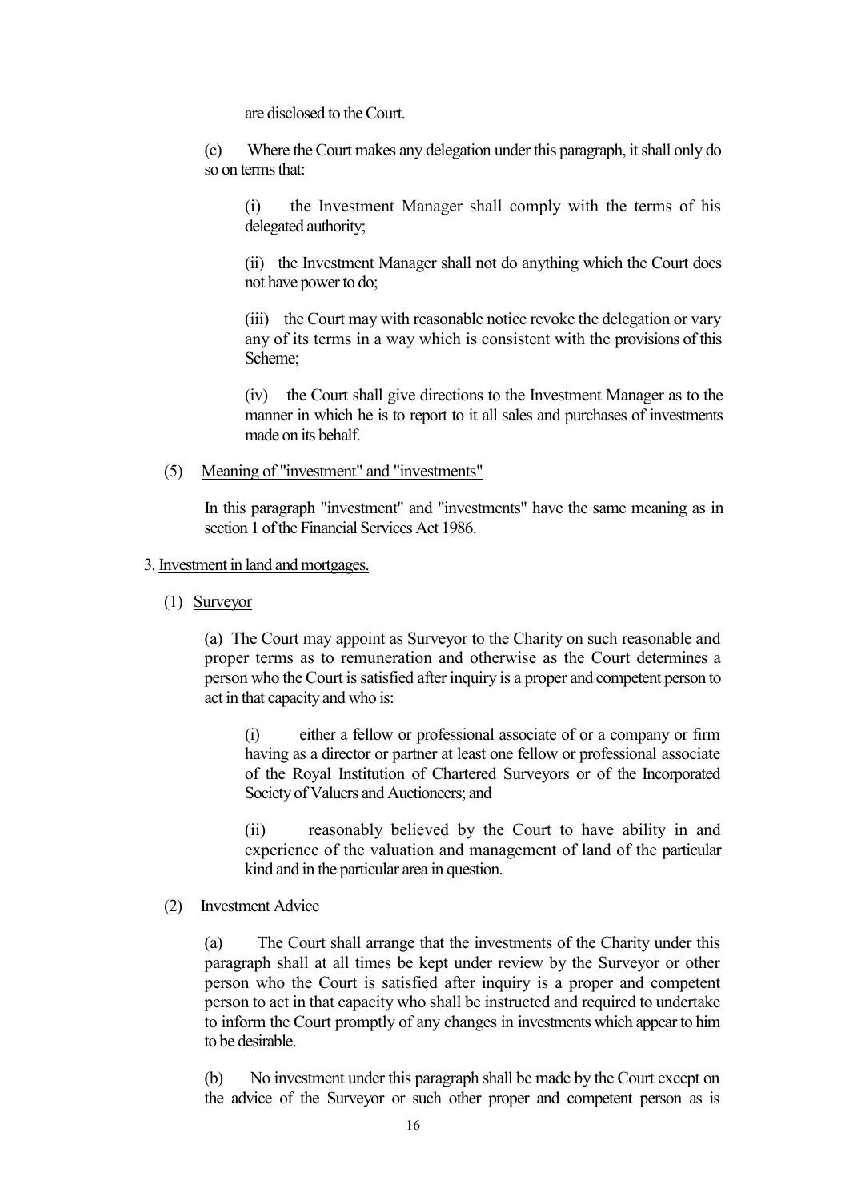are disclosed to the Court.

(c) Where the Court makes any delegation under this paragraph, it shall only do so on terms that:

(i) the Investment Manager shall comply with the terms of his delegated authority;

(ii) the Investment Manager shall not do anything which the Court does not have power to do;

(iii) the Court may with reasonable notice revoke the delegation or vary any of its terms in a way which is consistent with the provisions of this Scheme;

(iv) the Court shall give directions to the Investment Manager as to the manner in which he is to report to it all sales and purchases of investments made on its behalf.

(5) Meaning of "investment" and "investments"

In this paragraph "investment" and "investments" have the same meaning as in section 1 of the Financial Services Act 1986.

3. Investment in land and mortgages.

(1) Surveyor

(a) The Court may appoint as Surveyor to the Charity on such reasonable and proper terms as to remuneration and otherwise as the Court determines a person who the Court is satisfied after inquiry is a proper and competent person to act in that capacity and who is:

(i) either a fellow or professional associate of or a company or firm having as a director or partner at least one fellow or professional associate of the Royal Institution of Chartered Surveyors or of the Incorporated Society of Valuers and Auctioneers; and

(ii) reasonably believed by the Court to have ability in and experience of the valuation and management of land of the particular kind and in the particular area in question.

(2) Investment Advice

(a) The Court shall arrange that the investments of the Charity under this paragraph shall at all times be kept under review by the Surveyor or other person who the Court is satisfied after inquiry is a proper and competent person to act in that capacity who shall be instructed and required to undertake to inform the Court promptly of any changes in investments which appear to him to be desirable.

(b) No investment under this paragraph shall be made by the Court except on the advice of the Surveyor or such other proper and competent person as is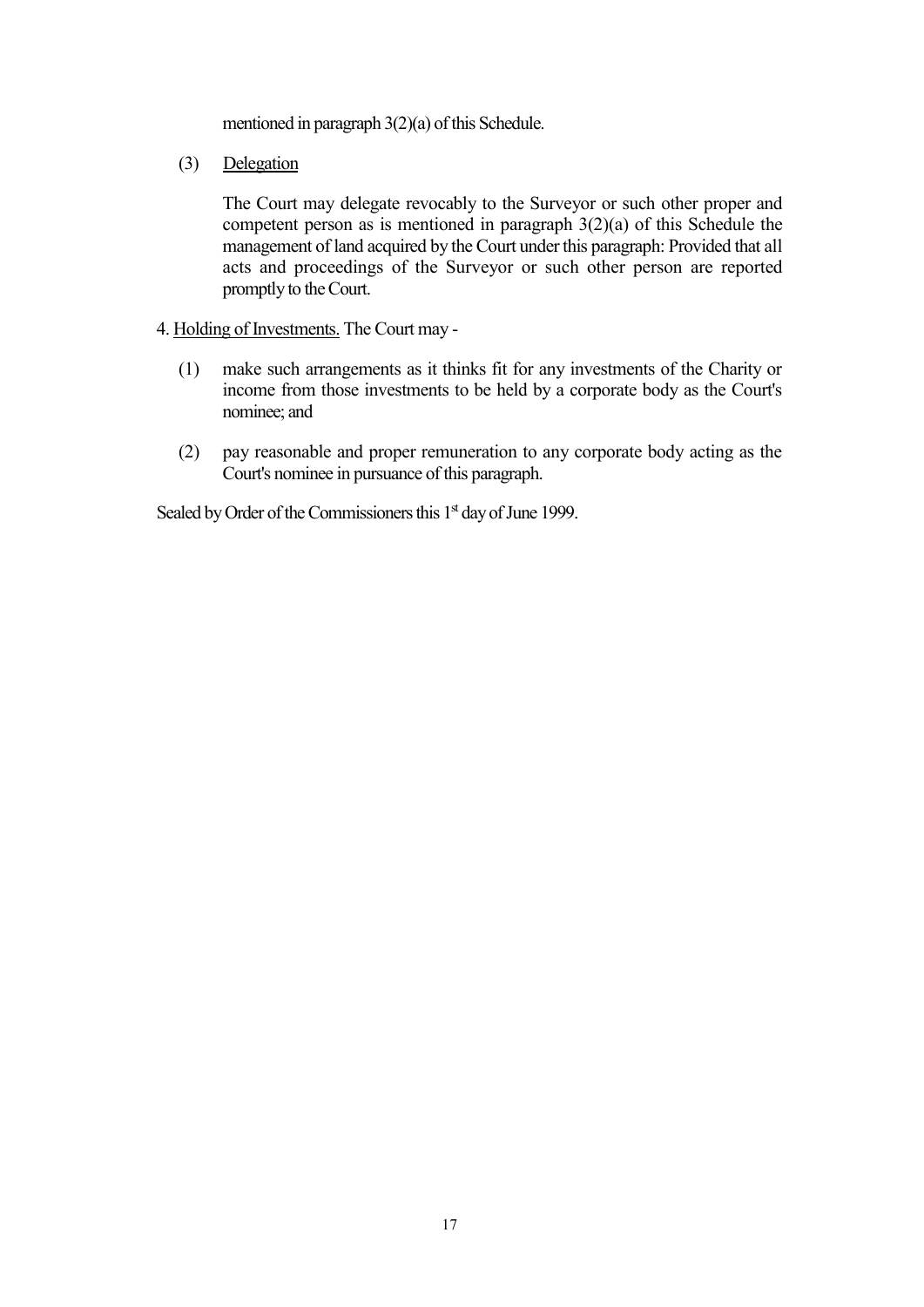mentioned in paragraph 3(2)(a) of this Schedule.

(3) Delegation

The Court may delegate revocably to the Surveyor or such other proper and competent person as is mentioned in paragraph 3(2)(a) of this Schedule the management of land acquired by the Court under this paragraph: Provided that all acts and proceedings of the Surveyor or such other person are reported promptly to the Court.

4. Holding of Investments. The Court may -

(1) make such arrangements as it thinks fit for any investments of the Charity or income from those investments to be held by a corporate body as the Court's nominee; and

(2) pay reasonable and proper remuneration to any corporate body acting as the Court's nominee in pursuance of this paragraph.

Sealed by Order of the Commissioners this 1st day of June 1999.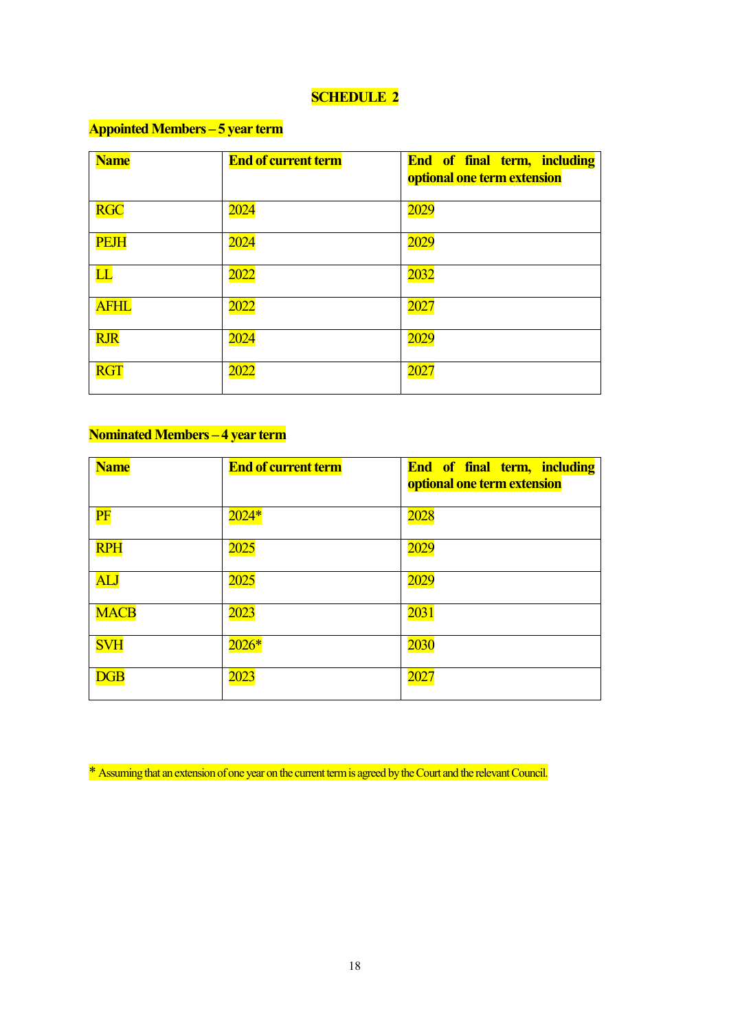# SCHEDULE 2

## Appointed Members – 5 year term

| Name | End of current term | End of final term, including optional one term extension |
|---|---|---|
| RGC | 2024 | 2029 |
| PEJH | 2024 | 2029 |
| LL | 2022 | 2032 |
| AFHL | 2022 | 2027 |
| RJR | 2024 | 2029 |
| RGT | 2022 | 2027 |

## Nominated Members – 4 year term

| Name | End of current term | End of final term, including optional one term extension |
|---|---|---|
| PF | 2024* | 2028 |
| RPH | 2025 | 2029 |
| ALJ | 2025 | 2029 |
| MACB | 2023 | 2031 |
| SVH | 2026* | 2030 |
| DGB | 2023 | 2027 |

\* Assuming that an extension of one year on the current term is agreed by the Court and the relevant Council.